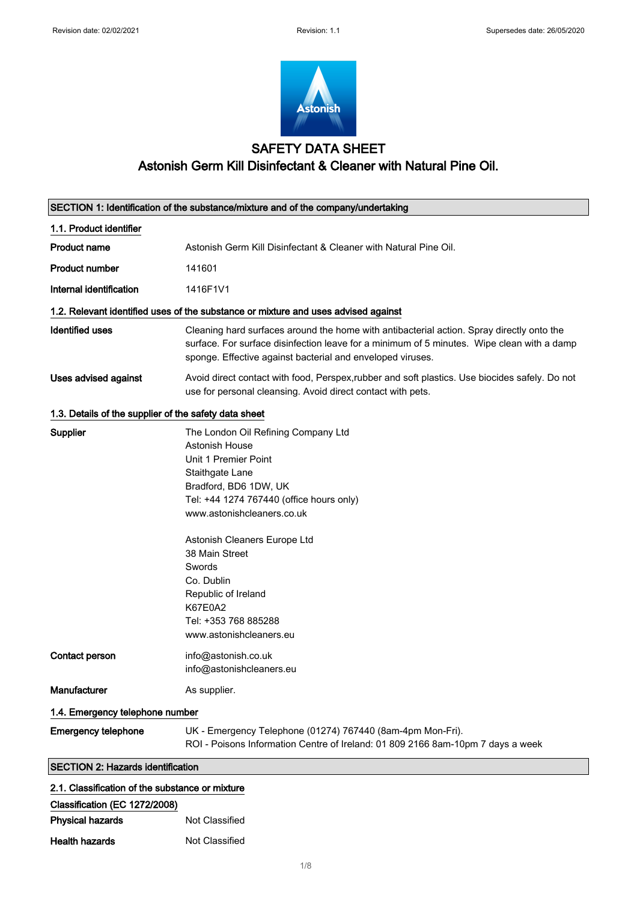# SAFETY DATA SHEET

## Astonish Germ Kill Disinfectant & Cleaner with Natural Pine Oil.

## SECTION 1: Identification of the substance/mixture and of the company/undertaking

### 1.1. Product identifier

| | |
|---|---|
| **Product name** | Astonish Germ Kill Disinfectant & Cleaner with Natural Pine Oil. |
| **Product number** | 141601 |
| **Internal identification** | 1416F1V1 |

### 1.2. Relevant identified uses of the substance or mixture and uses advised against

| | |
|---|---|
| **Identified uses** | Cleaning hard surfaces around the home with antibacterial action. Spray directly onto the surface. For surface disinfection leave for a minimum of 5 minutes. Wipe clean with a damp sponge. Effective against bacterial and enveloped viruses. |
| **Uses advised against** | Avoid direct contact with food, Perspex,rubber and soft plastics. Use biocides safely. Do not use for personal cleansing. Avoid direct contact with pets. |

### 1.3. Details of the supplier of the safety data sheet

**Supplier**

The London Oil Refining Company Ltd
Astonish House
Unit 1 Premier Point
Staithgate Lane
Bradford, BD6 1DW, UK
Tel: +44 1274 767440 (office hours only)
www.astonishcleaners.co.uk

Astonish Cleaners Europe Ltd
38 Main Street
Swords
Co. Dublin
Republic of Ireland
K67E0A2
Tel: +353 768 885288
www.astonishcleaners.eu

**Contact person**

info@astonish.co.uk
info@astonishcleaners.eu

**Manufacturer**

As supplier.

### 1.4. Emergency telephone number

**Emergency telephone**

UK - Emergency Telephone (01274) 767440 (8am-4pm Mon-Fri).
ROI - Poisons Information Centre of Ireland: 01 809 2166 8am-10pm 7 days a week

## SECTION 2: Hazards identification

### 2.1. Classification of the substance or mixture

**Classification (EC 1272/2008)**

| | |
|---|---|
| **Physical hazards** | Not Classified |
| **Health hazards** | Not Classified |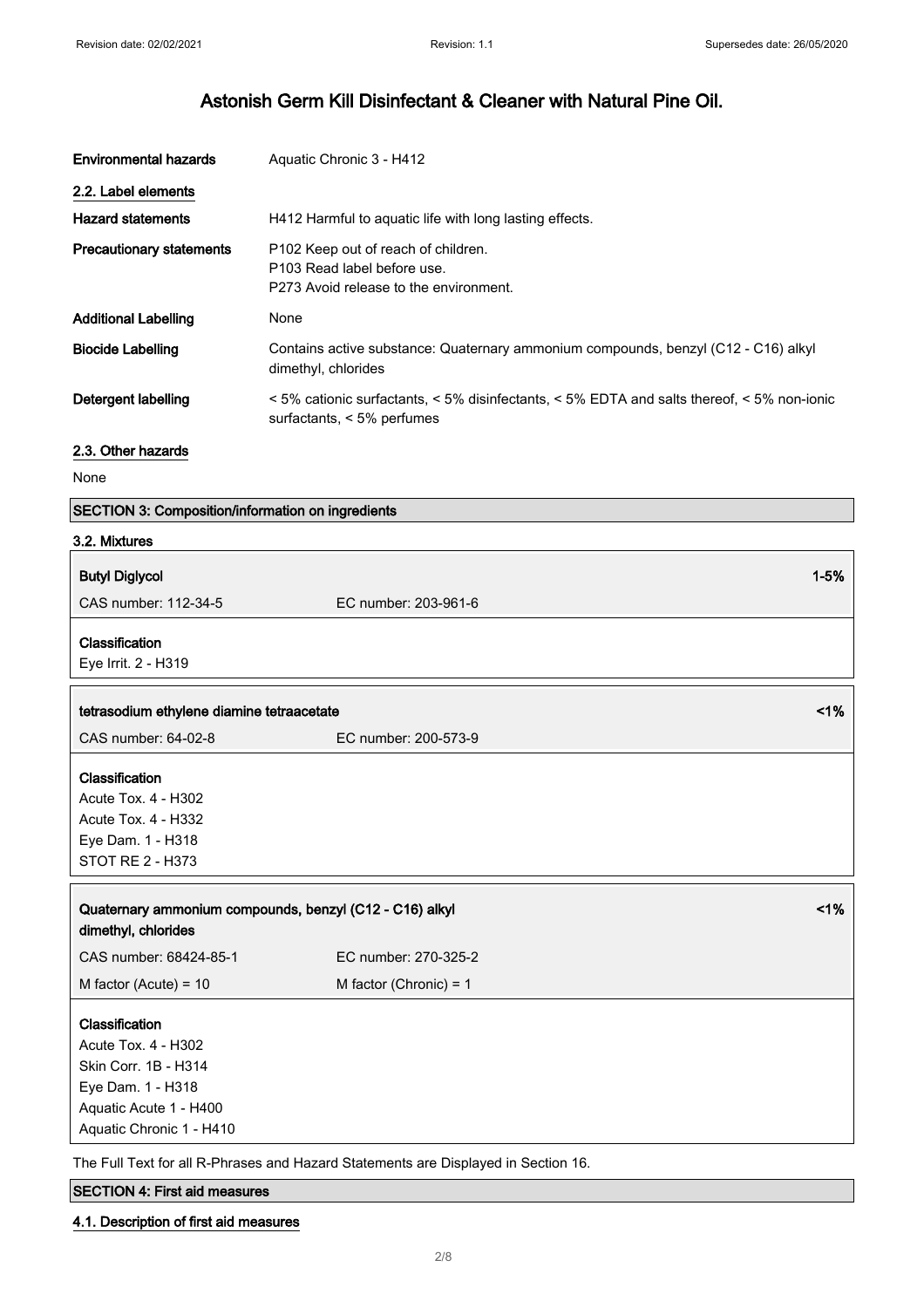# Astonish Germ Kill Disinfectant & Cleaner with Natural Pine Oil.

| | |
|---|---|
| **Environmental hazards** | Aquatic Chronic 3 - H412 |

### 2.2. Label elements

| | |
|---|---|
| **Hazard statements** | H412 Harmful to aquatic life with long lasting effects. |
| **Precautionary statements** | P102 Keep out of reach of children.<br>P103 Read label before use.<br>P273 Avoid release to the environment. |
| **Additional Labelling** | None |
| **Biocide Labelling** | Contains active substance: Quaternary ammonium compounds, benzyl (C12 - C16) alkyl dimethyl, chlorides |
| **Detergent labelling** | < 5% cationic surfactants, < 5% disinfectants, < 5% EDTA and salts thereof, < 5% non-ionic surfactants, < 5% perfumes |

### 2.3. Other hazards

None

## SECTION 3: Composition/information on ingredients

### 3.2. Mixtures

**Butyl Diglycol** — 1-5%

| | |
|---|---|
| CAS number: 112-34-5 | EC number: 203-961-6 |

**Classification**
Eye Irrit. 2 - H319

**tetrasodium ethylene diamine tetraacetate** — <1%

| | |
|---|---|
| CAS number: 64-02-8 | EC number: 200-573-9 |

**Classification**
Acute Tox. 4 - H302
Acute Tox. 4 - H332
Eye Dam. 1 - H318
STOT RE 2 - H373

**Quaternary ammonium compounds, benzyl (C12 - C16) alkyl dimethyl, chlorides** — <1%

| | |
|---|---|
| CAS number: 68424-85-1 | EC number: 270-325-2 |
| M factor (Acute) = 10 | M factor (Chronic) = 1 |

**Classification**
Acute Tox. 4 - H302
Skin Corr. 1B - H314
Eye Dam. 1 - H318
Aquatic Acute 1 - H400
Aquatic Chronic 1 - H410

The Full Text for all R-Phrases and Hazard Statements are Displayed in Section 16.

## SECTION 4: First aid measures

### 4.1. Description of first aid measures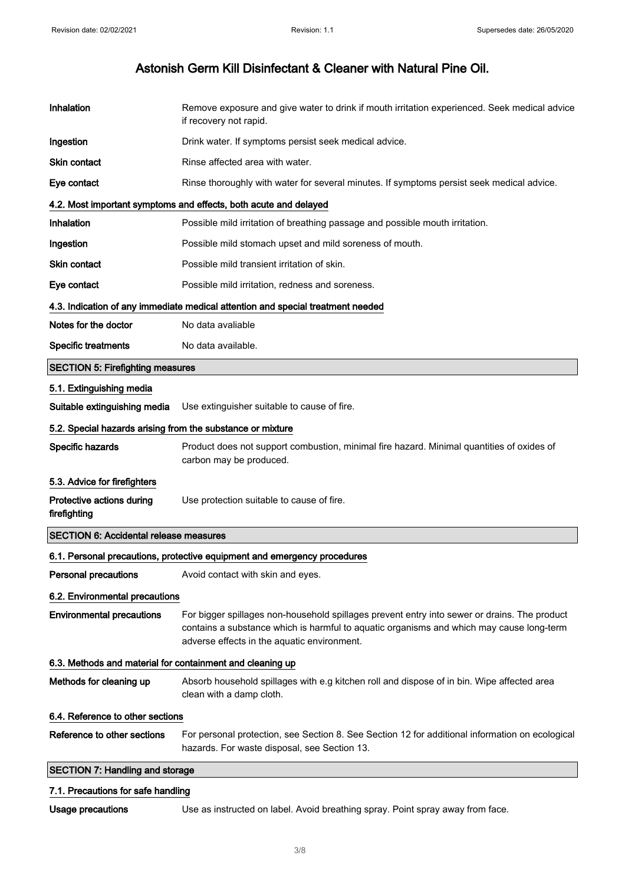# Astonish Germ Kill Disinfectant & Cleaner with Natural Pine Oil.

| | |
|---|---|
| **Inhalation** | Remove exposure and give water to drink if mouth irritation experienced. Seek medical advice if recovery not rapid. |
| **Ingestion** | Drink water. If symptoms persist seek medical advice. |
| **Skin contact** | Rinse affected area with water. |
| **Eye contact** | Rinse thoroughly with water for several minutes. If symptoms persist seek medical advice. |

### 4.2. Most important symptoms and effects, both acute and delayed

| | |
|---|---|
| **Inhalation** | Possible mild irritation of breathing passage and possible mouth irritation. |
| **Ingestion** | Possible mild stomach upset and mild soreness of mouth. |
| **Skin contact** | Possible mild transient irritation of skin. |
| **Eye contact** | Possible mild irritation, redness and soreness. |

### 4.3. Indication of any immediate medical attention and special treatment needed

| | |
|---|---|
| **Notes for the doctor** | No data avaliable |
| **Specific treatments** | No data available. |

## SECTION 5: Firefighting measures

### 5.1. Extinguishing media

| | |
|---|---|
| **Suitable extinguishing media** | Use extinguisher suitable to cause of fire. |

### 5.2. Special hazards arising from the substance or mixture

| | |
|---|---|
| **Specific hazards** | Product does not support combustion, minimal fire hazard. Minimal quantities of oxides of carbon may be produced. |

### 5.3. Advice for firefighters

| | |
|---|---|
| **Protective actions during firefighting** | Use protection suitable to cause of fire. |

## SECTION 6: Accidental release measures

### 6.1. Personal precautions, protective equipment and emergency procedures

| | |
|---|---|
| **Personal precautions** | Avoid contact with skin and eyes. |

### 6.2. Environmental precautions

| | |
|---|---|
| **Environmental precautions** | For bigger spillages non-household spillages prevent entry into sewer or drains. The product contains a substance which is harmful to aquatic organisms and which may cause long-term adverse effects in the aquatic environment. |

### 6.3. Methods and material for containment and cleaning up

| | |
|---|---|
| **Methods for cleaning up** | Absorb household spillages with e.g kitchen roll and dispose of in bin. Wipe affected area clean with a damp cloth. |

### 6.4. Reference to other sections

| | |
|---|---|
| **Reference to other sections** | For personal protection, see Section 8. See Section 12 for additional information on ecological hazards. For waste disposal, see Section 13. |

## SECTION 7: Handling and storage

### 7.1. Precautions for safe handling

| | |
|---|---|
| **Usage precautions** | Use as instructed on label. Avoid breathing spray. Point spray away from face. |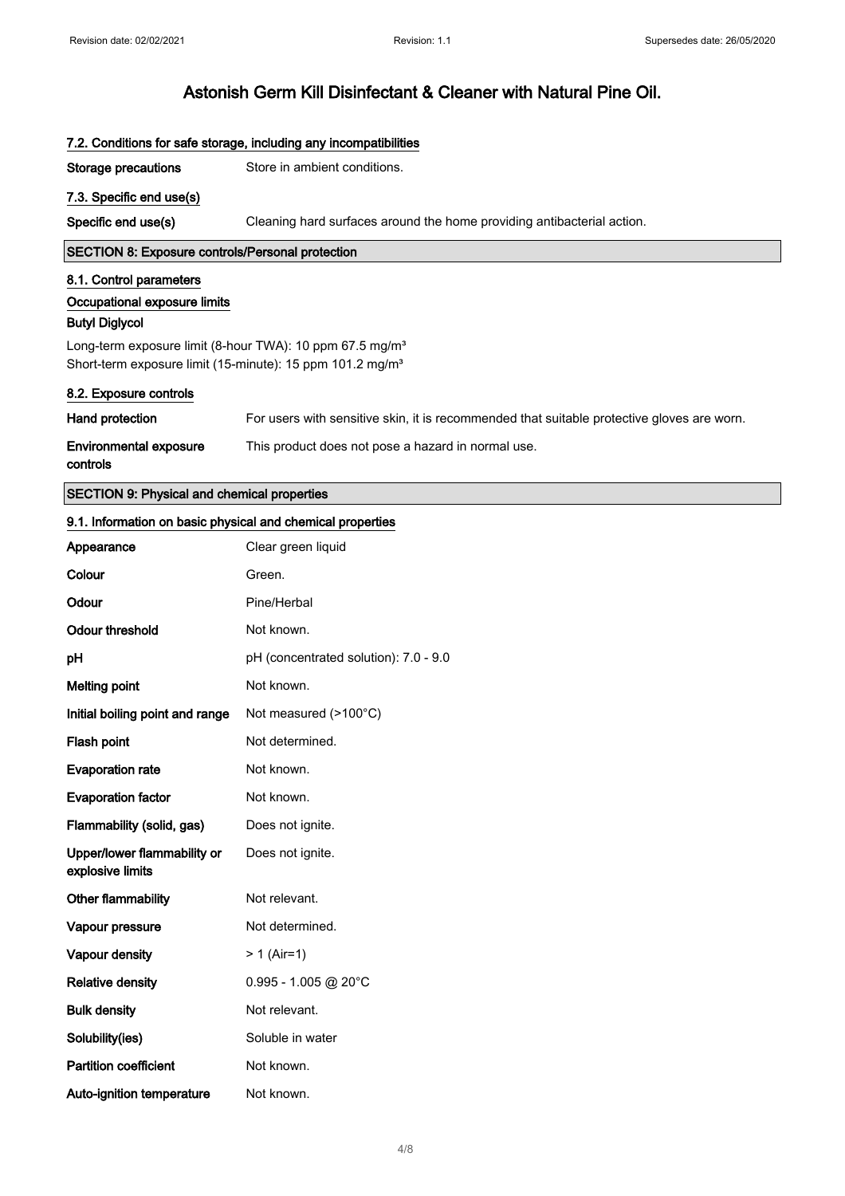# Astonish Germ Kill Disinfectant & Cleaner with Natural Pine Oil.

### 7.2. Conditions for safe storage, including any incompatibilities

**Storage precautions** Store in ambient conditions.

### 7.3. Specific end use(s)

**Specific end use(s)** Cleaning hard surfaces around the home providing antibacterial action.

## SECTION 8: Exposure controls/Personal protection

### 8.1. Control parameters

**Occupational exposure limits**

**Butyl Diglycol**

Long-term exposure limit (8-hour TWA): 10 ppm 67.5 mg/m³
Short-term exposure limit (15-minute): 15 ppm 101.2 mg/m³

### 8.2. Exposure controls

**Hand protection** For users with sensitive skin, it is recommended that suitable protective gloves are worn.

**Environmental exposure controls** This product does not pose a hazard in normal use.

## SECTION 9: Physical and chemical properties

### 9.1. Information on basic physical and chemical properties

| Property | Value |
|---|---|
| **Appearance** | Clear green liquid |
| **Colour** | Green. |
| **Odour** | Pine/Herbal |
| **Odour threshold** | Not known. |
| **pH** | pH (concentrated solution): 7.0 - 9.0 |
| **Melting point** | Not known. |
| **Initial boiling point and range** | Not measured (>100°C) |
| **Flash point** | Not determined. |
| **Evaporation rate** | Not known. |
| **Evaporation factor** | Not known. |
| **Flammability (solid, gas)** | Does not ignite. |
| **Upper/lower flammability or explosive limits** | Does not ignite. |
| **Other flammability** | Not relevant. |
| **Vapour pressure** | Not determined. |
| **Vapour density** | > 1 (Air=1) |
| **Relative density** | 0.995 - 1.005 @ 20°C |
| **Bulk density** | Not relevant. |
| **Solubility(ies)** | Soluble in water |
| **Partition coefficient** | Not known. |
| **Auto-ignition temperature** | Not known. |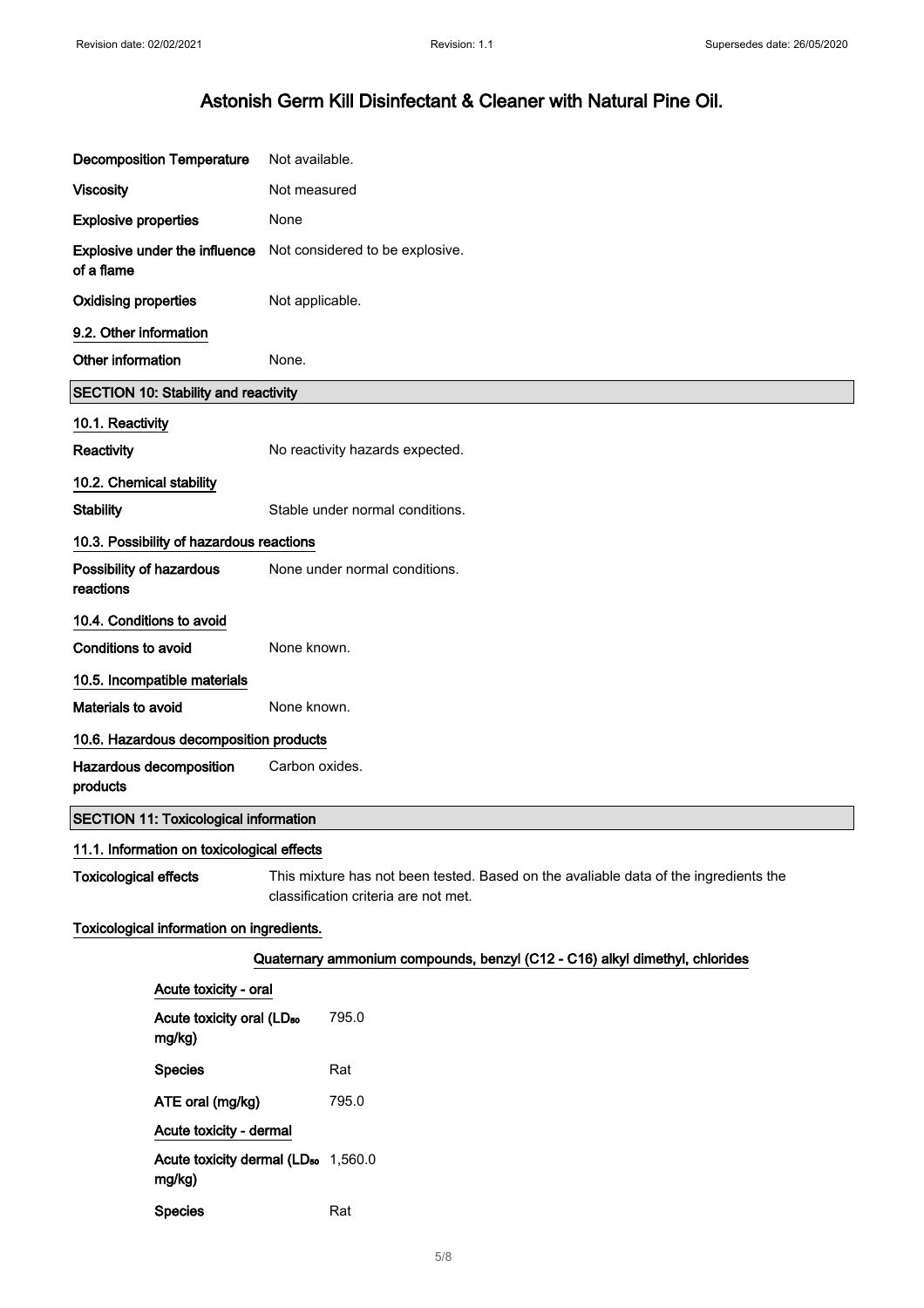| | |
|---|---|
| **Decomposition Temperature** | Not available. |
| **Viscosity** | Not measured |
| **Explosive properties** | None |
| **Explosive under the influence of a flame** | Not considered to be explosive. |
| **Oxidising properties** | Not applicable. |

**9.2. Other information**

| | |
|---|---|
| **Other information** | None. |

## SECTION 10: Stability and reactivity

**10.1. Reactivity**

| | |
|---|---|
| **Reactivity** | No reactivity hazards expected. |

**10.2. Chemical stability**

| | |
|---|---|
| **Stability** | Stable under normal conditions. |

**10.3. Possibility of hazardous reactions**

| | |
|---|---|
| **Possibility of hazardous reactions** | None under normal conditions. |

**10.4. Conditions to avoid**

| | |
|---|---|
| **Conditions to avoid** | None known. |

**10.5. Incompatible materials**

| | |
|---|---|
| **Materials to avoid** | None known. |

**10.6. Hazardous decomposition products**

| | |
|---|---|
| **Hazardous decomposition products** | Carbon oxides. |

## SECTION 11: Toxicological information

**11.1. Information on toxicological effects**

| | |
|---|---|
| **Toxicological effects** | This mixture has not been tested. Based on the avaliable data of the ingredients the classification criteria are not met. |

**Toxicological information on ingredients.**

**Quaternary ammonium compounds, benzyl (C12 - C16) alkyl dimethyl, chlorides**

**Acute toxicity - oral**

| | |
|---|---|
| **Acute toxicity oral ($LD_{50}$ mg/kg)** | 795.0 |
| **Species** | Rat |
| **ATE oral (mg/kg)** | 795.0 |

**Acute toxicity - dermal**

| | |
|---|---|
| **Acute toxicity dermal ($LD_{50}$ mg/kg)** | 1,560.0 |
| **Species** | Rat |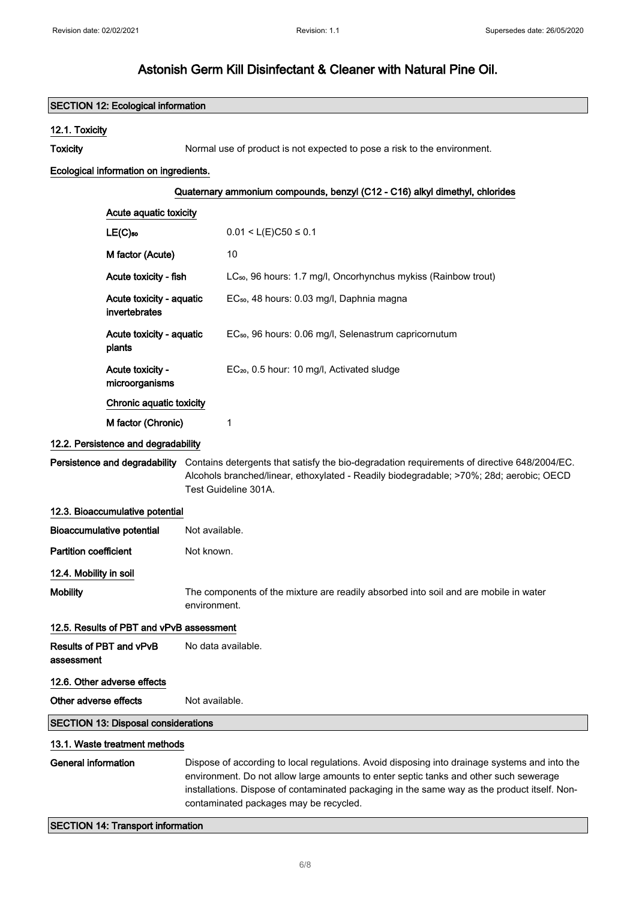# Astonish Germ Kill Disinfectant & Cleaner with Natural Pine Oil.

## SECTION 12: Ecological information

### 12.1. Toxicity

**Toxicity** Normal use of product is not expected to pose a risk to the environment.

**Ecological information on ingredients.**

**Quaternary ammonium compounds, benzyl (C12 - C16) alkyl dimethyl, chlorides**

**Acute aquatic toxicity**

| | |
|---|---|
| **$LE(C)_{50}$** | $0.01 < L(E)C50 \leq 0.1$ |
| **M factor (Acute)** | 10 |
| **Acute toxicity - fish** | $LC_{50}$, 96 hours: 1.7 mg/l, Oncorhynchus mykiss (Rainbow trout) |
| **Acute toxicity - aquatic invertebrates** | $EC_{50}$, 48 hours: 0.03 mg/l, Daphnia magna |
| **Acute toxicity - aquatic plants** | $EC_{50}$, 96 hours: 0.06 mg/l, Selenastrum capricornutum |
| **Acute toxicity - microorganisms** | $EC_{20}$, 0.5 hour: 10 mg/l, Activated sludge |

**Chronic aquatic toxicity**

| | |
|---|---|
| **M factor (Chronic)** | 1 |

### 12.2. Persistence and degradability

**Persistence and degradability** Contains detergents that satisfy the bio-degradation requirements of directive 648/2004/EC. Alcohols branched/linear, ethoxylated - Readily biodegradable; >70%; 28d; aerobic; OECD Test Guideline 301A.

### 12.3. Bioaccumulative potential

**Bioaccumulative potential** Not available.

**Partition coefficient** Not known.

### 12.4. Mobility in soil

**Mobility** The components of the mixture are readily absorbed into soil and are mobile in water environment.

### 12.5. Results of PBT and vPvB assessment

**Results of PBT and vPvB assessment** No data available.

### 12.6. Other adverse effects

**Other adverse effects** Not available.

## SECTION 13: Disposal considerations

### 13.1. Waste treatment methods

**General information** Dispose of according to local regulations. Avoid disposing into drainage systems and into the environment. Do not allow large amounts to enter septic tanks and other such sewerage installations. Dispose of contaminated packaging in the same way as the product itself. Non-contaminated packages may be recycled.

## SECTION 14: Transport information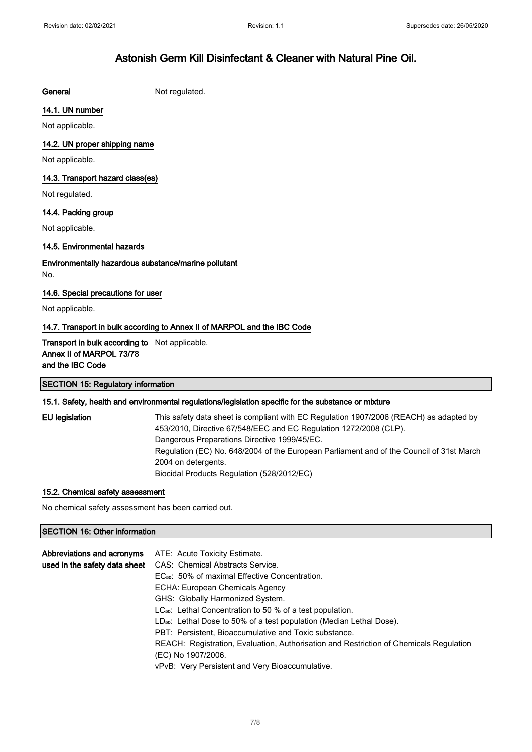**General** Not regulated.

### 14.1. UN number

Not applicable.

### 14.2. UN proper shipping name

Not applicable.

### 14.3. Transport hazard class(es)

Not regulated.

### 14.4. Packing group

Not applicable.

### 14.5. Environmental hazards

**Environmentally hazardous substance/marine pollutant**

No.

### 14.6. Special precautions for user

Not applicable.

### 14.7. Transport in bulk according to Annex II of MARPOL and the IBC Code

**Transport in bulk according to Annex II of MARPOL 73/78 and the IBC Code** Not applicable.

## SECTION 15: Regulatory information

### 15.1. Safety, health and environmental regulations/legislation specific for the substance or mixture

**EU legislation**

This safety data sheet is compliant with EC Regulation 1907/2006 (REACH) as adapted by 453/2010, Directive 67/548/EEC and EC Regulation 1272/2008 (CLP).
Dangerous Preparations Directive 1999/45/EC.
Regulation (EC) No. 648/2004 of the European Parliament and of the Council of 31st March 2004 on detergents.
Biocidal Products Regulation (528/2012/EC)

### 15.2. Chemical safety assessment

No chemical safety assessment has been carried out.

## SECTION 16: Other information

**Abbreviations and acronyms used in the safety data sheet**

ATE: Acute Toxicity Estimate.
CAS: Chemical Abstracts Service.
$EC_{50}$: 50% of maximal Effective Concentration.
ECHA: European Chemicals Agency
GHS: Globally Harmonized System.
$LC_{50}$: Lethal Concentration to 50 % of a test population.
$LD_{50}$: Lethal Dose to 50% of a test population (Median Lethal Dose).
PBT: Persistent, Bioaccumulative and Toxic substance.
REACH: Registration, Evaluation, Authorisation and Restriction of Chemicals Regulation (EC) No 1907/2006.
vPvB: Very Persistent and Very Bioaccumulative.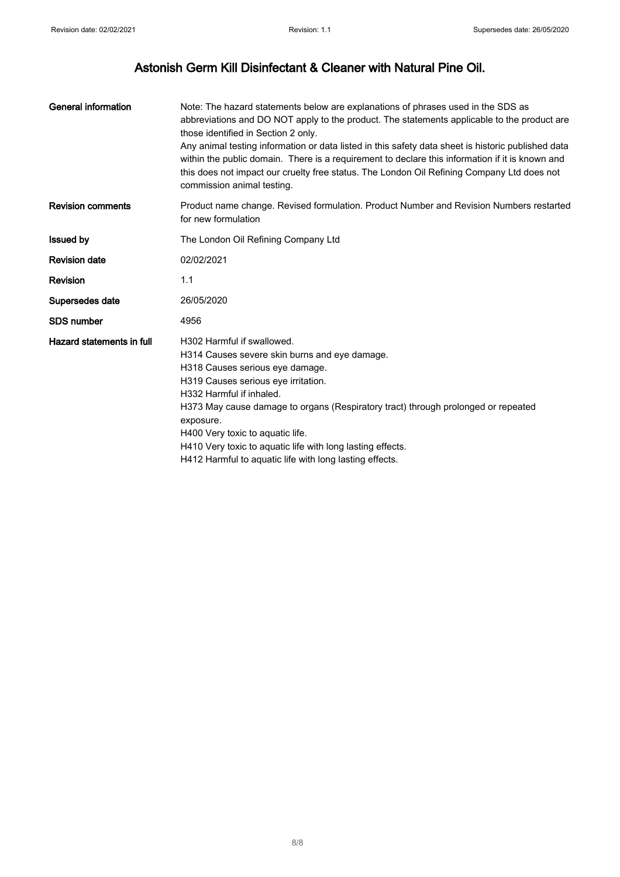# Astonish Germ Kill Disinfectant & Cleaner with Natural Pine Oil.

| | |
|---|---|
| **General information** | Note: The hazard statements below are explanations of phrases used in the SDS as abbreviations and DO NOT apply to the product. The statements applicable to the product are those identified in Section 2 only. Any animal testing information or data listed in this safety data sheet is historic published data within the public domain. There is a requirement to declare this information if it is known and this does not impact our cruelty free status. The London Oil Refining Company Ltd does not commission animal testing. |
| **Revision comments** | Product name change. Revised formulation. Product Number and Revision Numbers restarted for new formulation |
| **Issued by** | The London Oil Refining Company Ltd |
| **Revision date** | 02/02/2021 |
| **Revision** | 1.1 |
| **Supersedes date** | 26/05/2020 |
| **SDS number** | 4956 |
| **Hazard statements in full** | H302 Harmful if swallowed.<br>H314 Causes severe skin burns and eye damage.<br>H318 Causes serious eye damage.<br>H319 Causes serious eye irritation.<br>H332 Harmful if inhaled.<br>H373 May cause damage to organs (Respiratory tract) through prolonged or repeated exposure.<br>H400 Very toxic to aquatic life.<br>H410 Very toxic to aquatic life with long lasting effects.<br>H412 Harmful to aquatic life with long lasting effects. |